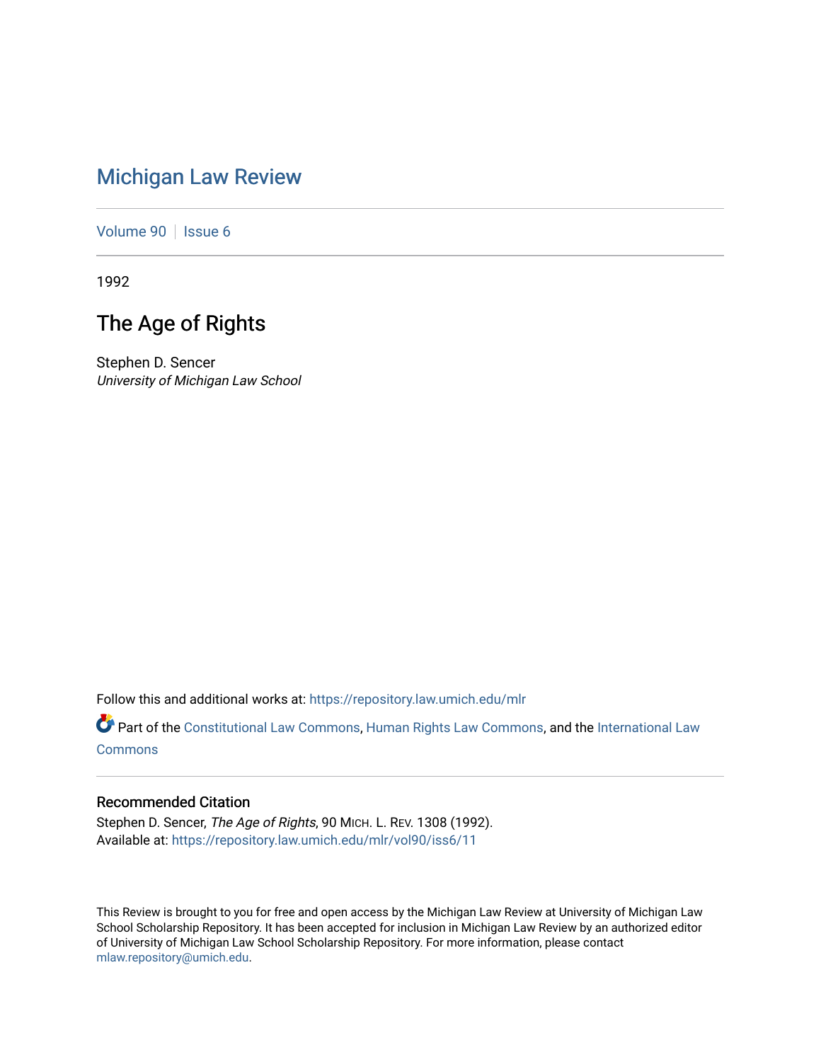# Michigan Law Review

Volume 90 | Issue 6

1992

## The Age of Rights

Stephen D. Sencer
*University of Michigan Law School*

Follow this and additional works at: https://repository.law.umich.edu/mlr

Part of the Constitutional Law Commons, Human Rights Law Commons, and the International Law Commons

### Recommended Citation

Stephen D. Sencer, *The Age of Rights*, 90 MICH. L. REV. 1308 (1992).
Available at: https://repository.law.umich.edu/mlr/vol90/iss6/11

This Review is brought to you for free and open access by the Michigan Law Review at University of Michigan Law School Scholarship Repository. It has been accepted for inclusion in Michigan Law Review by an authorized editor of University of Michigan Law School Scholarship Repository. For more information, please contact mlaw.repository@umich.edu.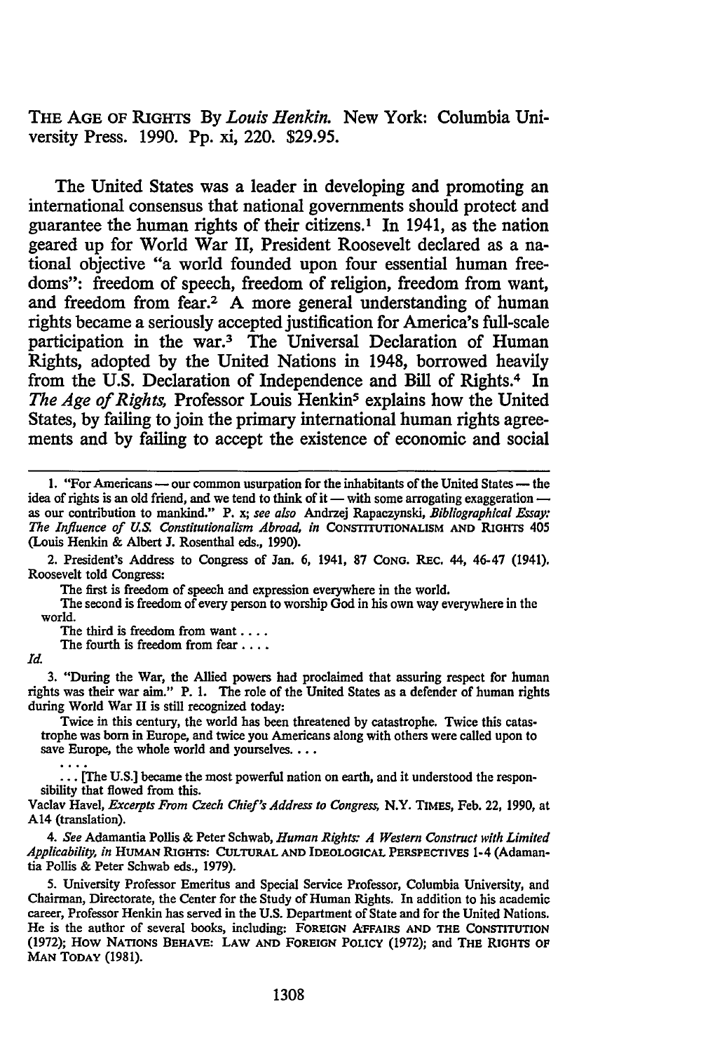THE AGE OF RIGHTS By *Louis Henkin.* New York: Columbia University Press. 1990. Pp. xi, 220. $29.95.

The United States was a leader in developing and promoting an international consensus that national governments should protect and guarantee the human rights of their citizens.[1] In 1941, as the nation geared up for World War II, President Roosevelt declared as a national objective "a world founded upon four essential human freedoms": freedom of speech, freedom of religion, freedom from want, and freedom from fear.[2] A more general understanding of human rights became a seriously accepted justification for America's full-scale participation in the war.[3] The Universal Declaration of Human Rights, adopted by the United Nations in 1948, borrowed heavily from the U.S. Declaration of Independence and Bill of Rights.[4] In *The Age of Rights,* Professor Louis Henkin[5] explains how the United States, by failing to join the primary international human rights agreements and by failing to accept the existence of economic and social

---

1. "For Americans — our common usurpation for the inhabitants of the United States — the idea of rights is an old friend, and we tend to think of it — with some arrogating exaggeration — as our contribution to mankind." P. x; *see also* Andrzej Rapaczynski, *Bibliographical Essay: The Influence of U.S. Constitutionalism Abroad, in* CONSTITUTIONALISM AND RIGHTS 405 (Louis Henkin & Albert J. Rosenthal eds., 1990).

2. President's Address to Congress of Jan. 6, 1941, 87 CONG. REC. 44, 46-47 (1941). Roosevelt told Congress:

> The first is freedom of speech and expression everywhere in the world.
>
> The second is freedom of every person to worship God in his own way everywhere in the world.
>
> The third is freedom from want . . . .
>
> The fourth is freedom from fear . . . .

*Id.*

3. "During the War, the Allied powers had proclaimed that assuring respect for human rights was their war aim." P. 1. The role of the United States as a defender of human rights during World War II is still recognized today:

> Twice in this century, the world has been threatened by catastrophe. Twice this catastrophe was born in Europe, and twice you Americans along with others were called upon to save Europe, the whole world and yourselves. . . .
>
> . . . .
>
> . . . [The U.S.] became the most powerful nation on earth, and it understood the responsibility that flowed from this.

Vaclav Havel, *Excerpts From Czech Chief's Address to Congress,* N.Y. TIMES, Feb. 22, 1990, at A14 (translation).

4. *See* Adamantia Pollis & Peter Schwab, *Human Rights: A Western Construct with Limited Applicability, in* HUMAN RIGHTS: CULTURAL AND IDEOLOGICAL PERSPECTIVES 1-4 (Adamantia Pollis & Peter Schwab eds., 1979).

5. University Professor Emeritus and Special Service Professor, Columbia University, and Chairman, Directorate, the Center for the Study of Human Rights. In addition to his academic career, Professor Henkin has served in the U.S. Department of State and for the United Nations. He is the author of several books, including: FOREIGN AFFAIRS AND THE CONSTITUTION (1972); HOW NATIONS BEHAVE: LAW AND FOREIGN POLICY (1972); and THE RIGHTS OF MAN TODAY (1981).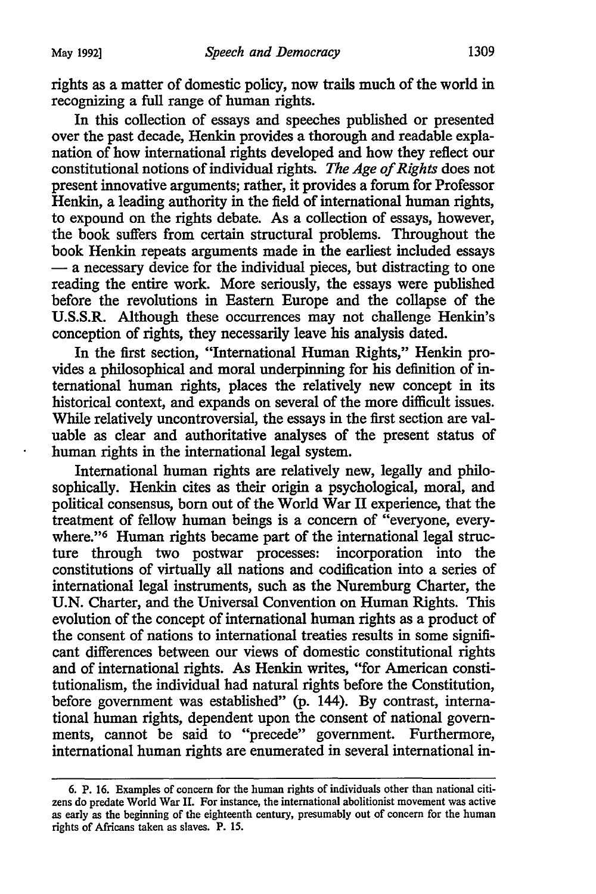rights as a matter of domestic policy, now trails much of the world in recognizing a full range of human rights.

In this collection of essays and speeches published or presented over the past decade, Henkin provides a thorough and readable explanation of how international rights developed and how they reflect our constitutional notions of individual rights. *The Age of Rights* does not present innovative arguments; rather, it provides a forum for Professor Henkin, a leading authority in the field of international human rights, to expound on the rights debate. As a collection of essays, however, the book suffers from certain structural problems. Throughout the book Henkin repeats arguments made in the earliest included essays — a necessary device for the individual pieces, but distracting to one reading the entire work. More seriously, the essays were published before the revolutions in Eastern Europe and the collapse of the U.S.S.R. Although these occurrences may not challenge Henkin's conception of rights, they necessarily leave his analysis dated.

In the first section, "International Human Rights," Henkin provides a philosophical and moral underpinning for his definition of international human rights, places the relatively new concept in its historical context, and expands on several of the more difficult issues. While relatively uncontroversial, the essays in the first section are valuable as clear and authoritative analyses of the present status of human rights in the international legal system.

International human rights are relatively new, legally and philosophically. Henkin cites as their origin a psychological, moral, and political consensus, born out of the World War II experience, that the treatment of fellow human beings is a concern of "everyone, everywhere."[6] Human rights became part of the international legal structure through two postwar processes: incorporation into the constitutions of virtually all nations and codification into a series of international legal instruments, such as the Nuremburg Charter, the U.N. Charter, and the Universal Convention on Human Rights. This evolution of the concept of international human rights as a product of the consent of nations to international treaties results in some significant differences between our views of domestic constitutional rights and of international rights. As Henkin writes, "for American constitutionalism, the individual had natural rights before the Constitution, before government was established" (p. 144). By contrast, international human rights, dependent upon the consent of national governments, cannot be said to "precede" government. Furthermore, international human rights are enumerated in several international in-

6. P. 16. Examples of concern for the human rights of individuals other than national citizens do predate World War II. For instance, the international abolitionist movement was active as early as the beginning of the eighteenth century, presumably out of concern for the human rights of Africans taken as slaves. P. 15.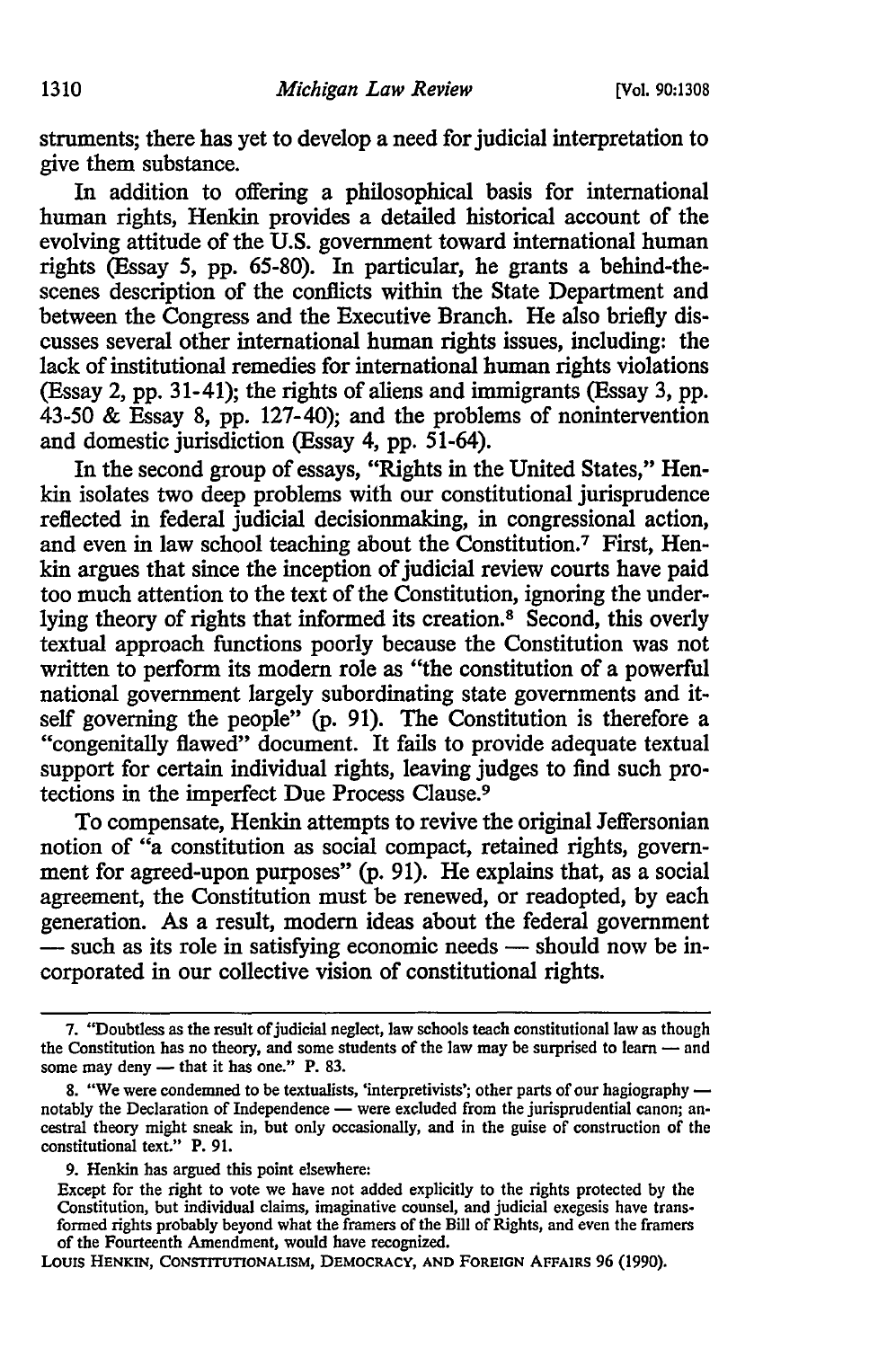struments; there has yet to develop a need for judicial interpretation to give them substance.

In addition to offering a philosophical basis for international human rights, Henkin provides a detailed historical account of the evolving attitude of the U.S. government toward international human rights (Essay 5, pp. 65-80). In particular, he grants a behind-the-scenes description of the conflicts within the State Department and between the Congress and the Executive Branch. He also briefly discusses several other international human rights issues, including: the lack of institutional remedies for international human rights violations (Essay 2, pp. 31-41); the rights of aliens and immigrants (Essay 3, pp. 43-50 & Essay 8, pp. 127-40); and the problems of nonintervention and domestic jurisdiction (Essay 4, pp. 51-64).

In the second group of essays, "Rights in the United States," Henkin isolates two deep problems with our constitutional jurisprudence reflected in federal judicial decisionmaking, in congressional action, and even in law school teaching about the Constitution.[7] First, Henkin argues that since the inception of judicial review courts have paid too much attention to the text of the Constitution, ignoring the underlying theory of rights that informed its creation.[8] Second, this overly textual approach functions poorly because the Constitution was not written to perform its modern role as "the constitution of a powerful national government largely subordinating state governments and itself governing the people" (p. 91). The Constitution is therefore a "congenitally flawed" document. It fails to provide adequate textual support for certain individual rights, leaving judges to find such protections in the imperfect Due Process Clause.[9]

To compensate, Henkin attempts to revive the original Jeffersonian notion of "a constitution as social compact, retained rights, government for agreed-upon purposes" (p. 91). He explains that, as a social agreement, the Constitution must be renewed, or readopted, by each generation. As a result, modern ideas about the federal government — such as its role in satisfying economic needs — should now be incorporated in our collective vision of constitutional rights.

---

7. "Doubtless as the result of judicial neglect, law schools teach constitutional law as though the Constitution has no theory, and some students of the law may be surprised to learn — and some may deny — that it has one." P. 83.

8. "We were condemned to be textualists, 'interpretivists'; other parts of our hagiography — notably the Declaration of Independence — were excluded from the jurisprudential canon; ancestral theory might sneak in, but only occasionally, and in the guise of construction of the constitutional text." P. 91.

9. Henkin has argued this point elsewhere:

> Except for the right to vote we have not added explicitly to the rights protected by the Constitution, but individual claims, imaginative counsel, and judicial exegesis have transformed rights probably beyond what the framers of the Bill of Rights, and even the framers of the Fourteenth Amendment, would have recognized.

LOUIS HENKIN, CONSTITUTIONALISM, DEMOCRACY, AND FOREIGN AFFAIRS 96 (1990).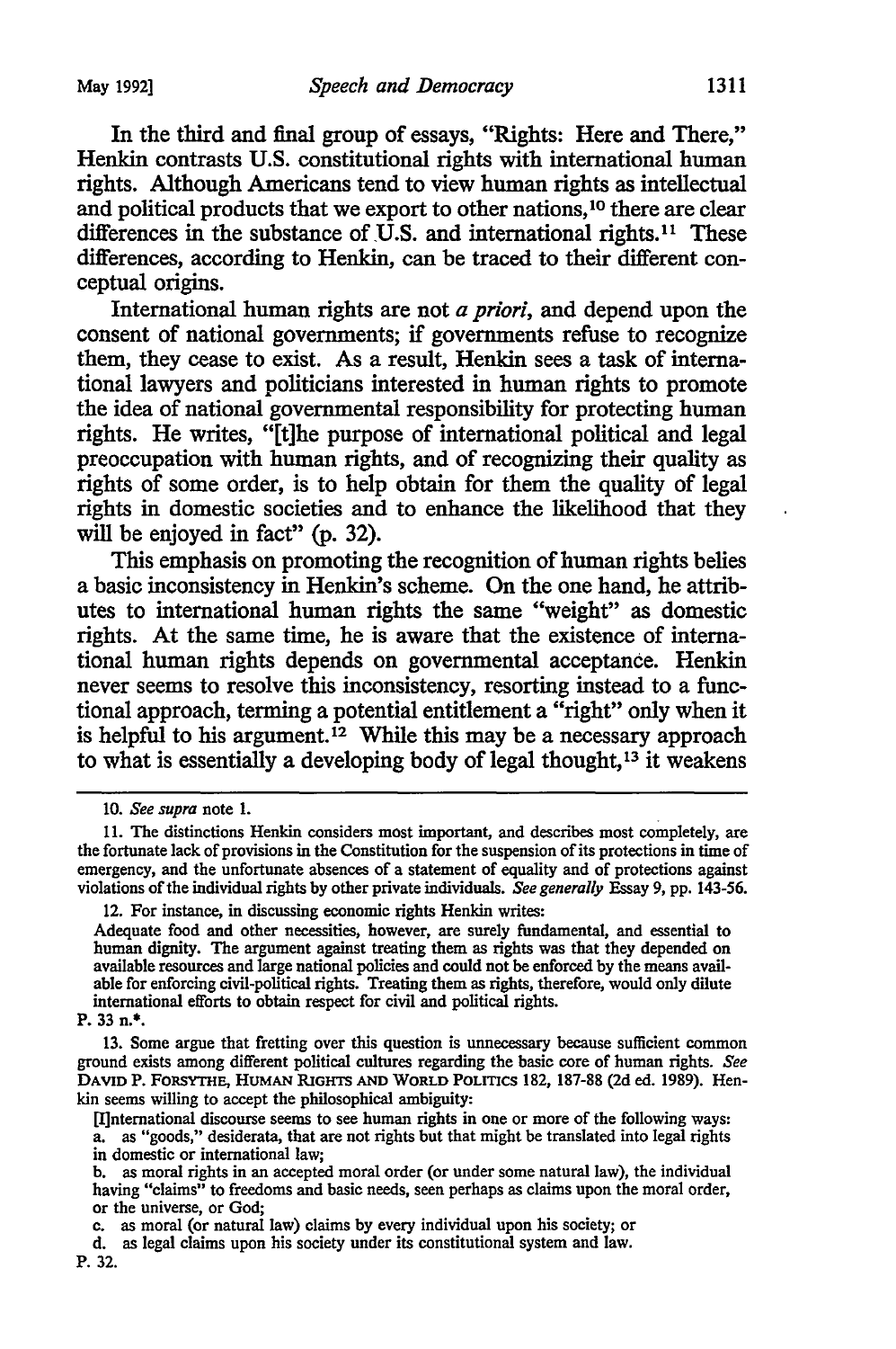In the third and final group of essays, "Rights: Here and There," Henkin contrasts U.S. constitutional rights with international human rights. Although Americans tend to view human rights as intellectual and political products that we export to other nations,[10] there are clear differences in the substance of U.S. and international rights.[11] These differences, according to Henkin, can be traced to their different conceptual origins.

International human rights are not *a priori*, and depend upon the consent of national governments; if governments refuse to recognize them, they cease to exist. As a result, Henkin sees a task of international lawyers and politicians interested in human rights to promote the idea of national governmental responsibility for protecting human rights. He writes, "[t]he purpose of international political and legal preoccupation with human rights, and of recognizing their quality as rights of some order, is to help obtain for them the quality of legal rights in domestic societies and to enhance the likelihood that they will be enjoyed in fact" (p. 32).

This emphasis on promoting the recognition of human rights belies a basic inconsistency in Henkin's scheme. On the one hand, he attributes to international human rights the same "weight" as domestic rights. At the same time, he is aware that the existence of international human rights depends on governmental acceptance. Henkin never seems to resolve this inconsistency, resorting instead to a functional approach, terming a potential entitlement a "right" only when it is helpful to his argument.[12] While this may be a necessary approach to what is essentially a developing body of legal thought,[13] it weakens

---

10. *See supra* note 1.

11. The distinctions Henkin considers most important, and describes most completely, are the fortunate lack of provisions in the Constitution for the suspension of its protections in time of emergency, and the unfortunate absences of a statement of equality and of protections against violations of the individual rights by other private individuals. *See generally* Essay 9, pp. 143-56.

12. For instance, in discussing economic rights Henkin writes:

> Adequate food and other necessities, however, are surely fundamental, and essential to human dignity. The argument against treating them as rights was that they depended on available resources and large national policies and could not be enforced by the means available for enforcing civil-political rights. Treating them as rights, therefore, would only dilute international efforts to obtain respect for civil and political rights.

P. 33 n.*.

13. Some argue that fretting over this question is unnecessary because sufficient common ground exists among different political cultures regarding the basic core of human rights. *See* DAVID P. FORSYTHE, HUMAN RIGHTS AND WORLD POLITICS 182, 187-88 (2d ed. 1989). Henkin seems willing to accept the philosophical ambiguity:

> [I]nternational discourse seems to see human rights in one or more of the following ways:
>
> a. as "goods," desiderata, that are not rights but that might be translated into legal rights in domestic or international law;
>
> b. as moral rights in an accepted moral order (or under some natural law), the individual having "claims" to freedoms and basic needs, seen perhaps as claims upon the moral order, or the universe, or God;
>
> c. as moral (or natural law) claims by every individual upon his society; or
>
> d. as legal claims upon his society under its constitutional system and law.

P. 32.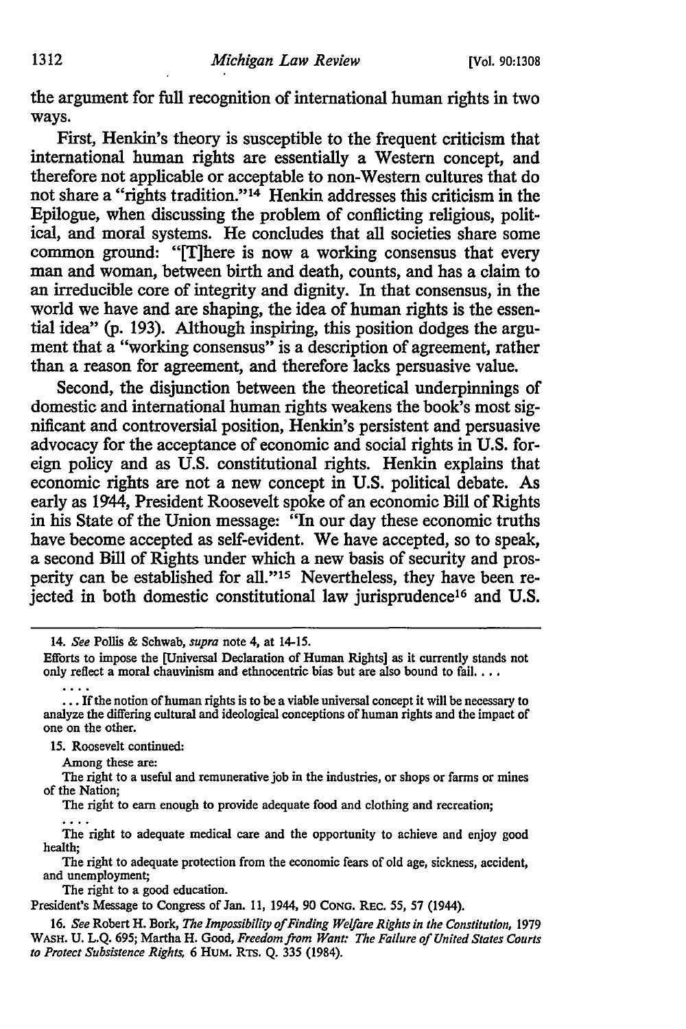the argument for full recognition of international human rights in two ways.

First, Henkin's theory is susceptible to the frequent criticism that international human rights are essentially a Western concept, and therefore not applicable or acceptable to non-Western cultures that do not share a "rights tradition."[14] Henkin addresses this criticism in the Epilogue, when discussing the problem of conflicting religious, political, and moral systems. He concludes that all societies share some common ground: "[T]here is now a working consensus that every man and woman, between birth and death, counts, and has a claim to an irreducible core of integrity and dignity. In that consensus, in the world we have and are shaping, the idea of human rights is the essential idea" (p. 193). Although inspiring, this position dodges the argument that a "working consensus" is a description of agreement, rather than a reason for agreement, and therefore lacks persuasive value.

Second, the disjunction between the theoretical underpinnings of domestic and international human rights weakens the book's most significant and controversial position, Henkin's persistent and persuasive advocacy for the acceptance of economic and social rights in U.S. foreign policy and as U.S. constitutional rights. Henkin explains that economic rights are not a new concept in U.S. political debate. As early as 1944, President Roosevelt spoke of an economic Bill of Rights in his State of the Union message: "In our day these economic truths have become accepted as self-evident. We have accepted, so to speak, a second Bill of Rights under which a new basis of security and prosperity can be established for all."[15] Nevertheless, they have been rejected in both domestic constitutional law jurisprudence[16] and U.S.

---

14. *See* Pollis & Schwab, *supra* note 4, at 14-15.

Efforts to impose the [Universal Declaration of Human Rights] as it currently stands not only reflect a moral chauvinism and ethnocentric bias but are also bound to fail. . . .

. . . .

. . . If the notion of human rights is to be a viable universal concept it will be necessary to analyze the differing cultural and ideological conceptions of human rights and the impact of one on the other.

15. Roosevelt continued:

Among these are:

The right to a useful and remunerative job in the industries, or shops or farms or mines of the Nation;

The right to earn enough to provide adequate food and clothing and recreation;

. . . .

The right to adequate medical care and the opportunity to achieve and enjoy good health;

The right to adequate protection from the economic fears of old age, sickness, accident, and unemployment;

The right to a good education.

President's Message to Congress of Jan. 11, 1944, 90 CONG. REC. 55, 57 (1944).

16. *See* Robert H. Bork, *The Impossibility of Finding Welfare Rights in the Constitution*, 1979 WASH. U. L.Q. 695; Martha H. Good, *Freedom from Want: The Failure of United States Courts to Protect Subsistence Rights*, 6 HUM. RTS. Q. 335 (1984).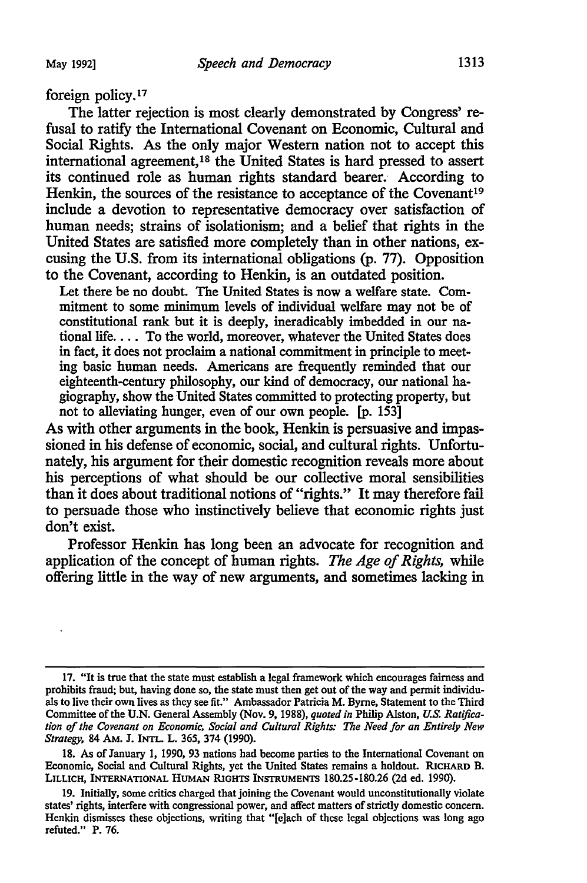foreign policy.[17]

The latter rejection is most clearly demonstrated by Congress' refusal to ratify the International Covenant on Economic, Cultural and Social Rights. As the only major Western nation not to accept this international agreement,[18] the United States is hard pressed to assert its continued role as human rights standard bearer. According to Henkin, the sources of the resistance to acceptance of the Covenant[19] include a devotion to representative democracy over satisfaction of human needs; strains of isolationism; and a belief that rights in the United States are satisfied more completely than in other nations, excusing the U.S. from its international obligations (p. 77). Opposition to the Covenant, according to Henkin, is an outdated position.

> Let there be no doubt. The United States is now a welfare state. Commitment to some minimum levels of individual welfare may not be of constitutional rank but it is deeply, ineradicably imbedded in our national life. . . . To the world, moreover, whatever the United States does in fact, it does not proclaim a national commitment in principle to meeting basic human needs. Americans are frequently reminded that our eighteenth-century philosophy, our kind of democracy, our national hagiography, show the United States committed to protecting property, but not to alleviating hunger, even of our own people. [p. 153]

As with other arguments in the book, Henkin is persuasive and impassioned in his defense of economic, social, and cultural rights. Unfortunately, his argument for their domestic recognition reveals more about his perceptions of what should be our collective moral sensibilities than it does about traditional notions of "rights." It may therefore fail to persuade those who instinctively believe that economic rights just don't exist.

Professor Henkin has long been an advocate for recognition and application of the concept of human rights. *The Age of Rights,* while offering little in the way of new arguments, and sometimes lacking in

---

17. "It is true that the state must establish a legal framework which encourages fairness and prohibits fraud; but, having done so, the state must then get out of the way and permit individuals to live their own lives as they see fit." Ambassador Patricia M. Byrne, Statement to the Third Committee of the U.N. General Assembly (Nov. 9, 1988), *quoted in* Philip Alston, *U.S. Ratification of the Covenant on Economic, Social and Cultural Rights: The Need for an Entirely New Strategy,* 84 AM. J. INTL. L. 365, 374 (1990).

18. As of January 1, 1990, 93 nations had become parties to the International Covenant on Economic, Social and Cultural Rights, yet the United States remains a holdout. RICHARD B. LILLICH, INTERNATIONAL HUMAN RIGHTS INSTRUMENTS 180.25-180.26 (2d ed. 1990).

19. Initially, some critics charged that joining the Covenant would unconstitutionally violate states' rights, interfere with congressional power, and affect matters of strictly domestic concern. Henkin dismisses these objections, writing that "[e]ach of these legal objections was long ago refuted." P. 76.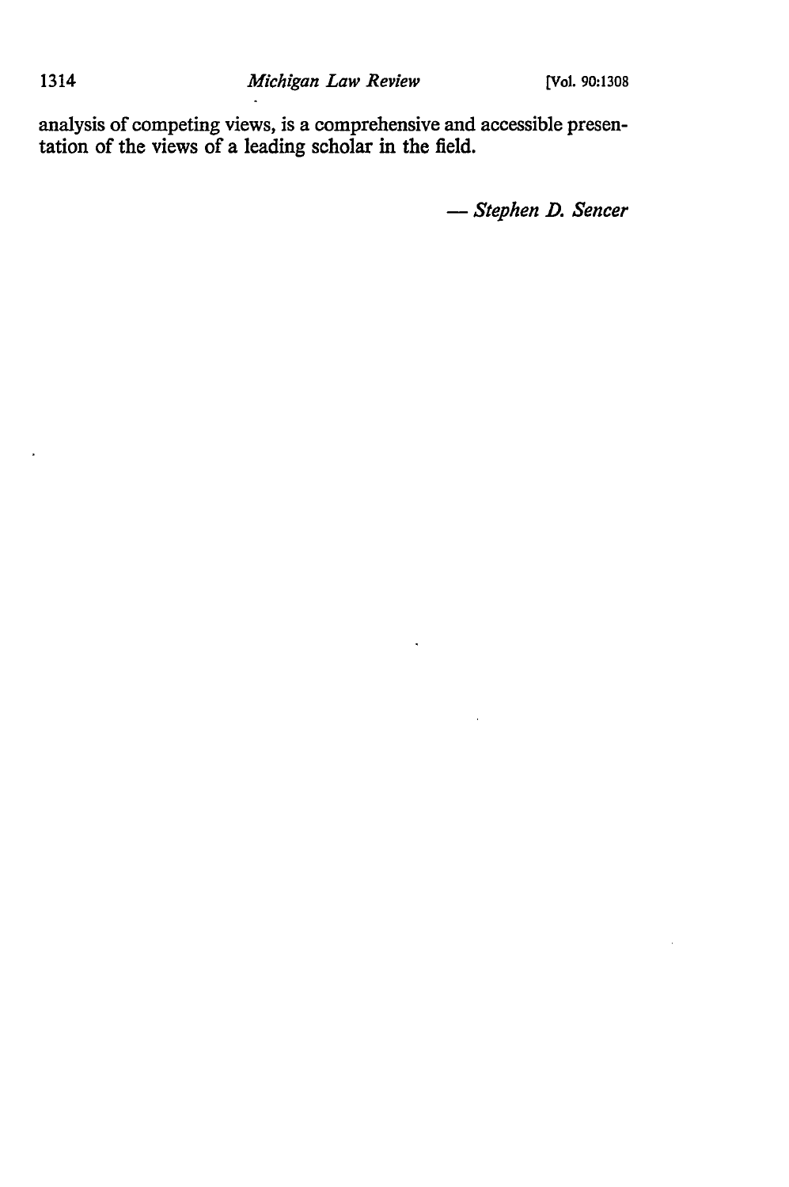analysis of competing views, is a comprehensive and accessible presentation of the views of a leading scholar in the field.

— *Stephen D. Sencer*